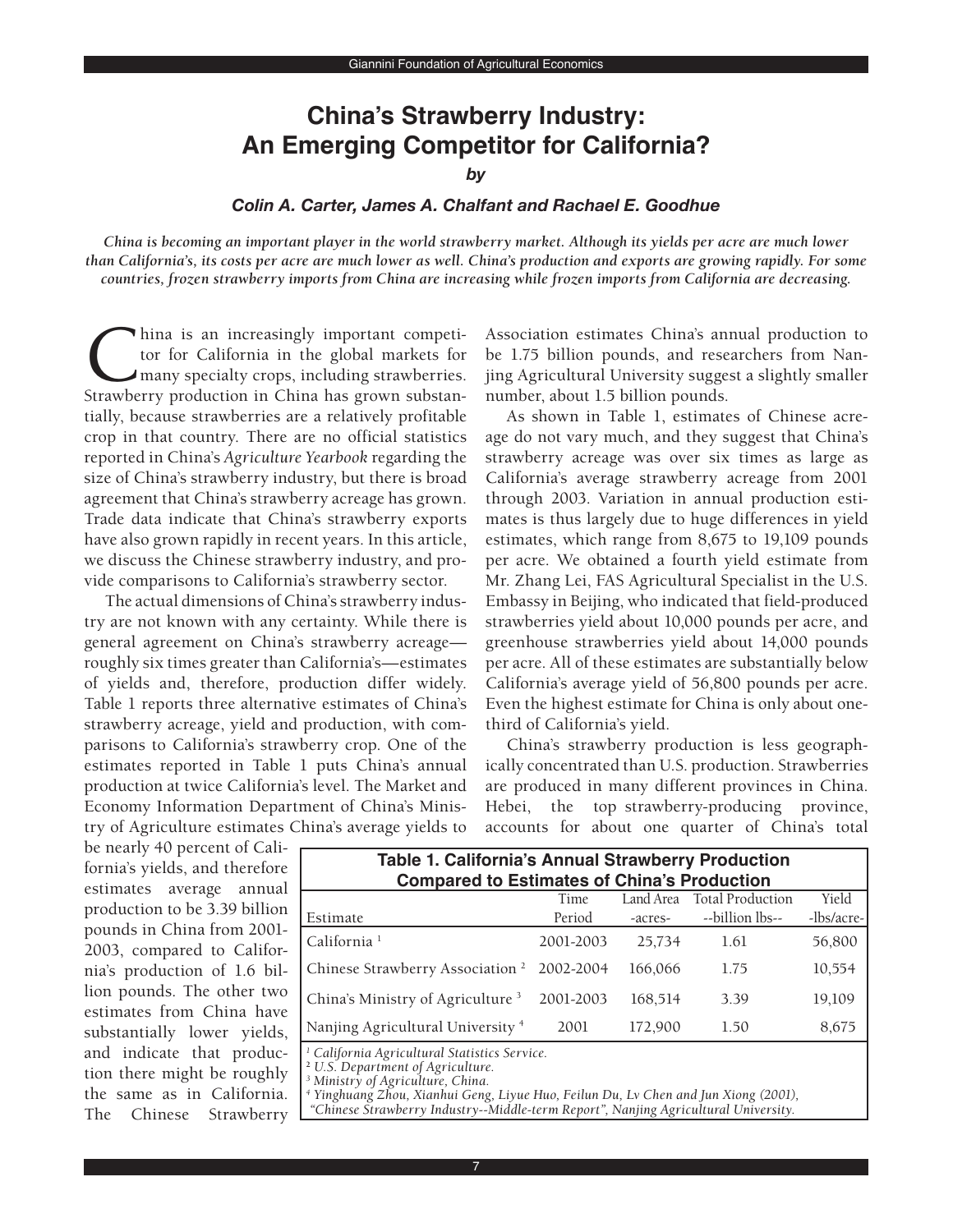# China's Strawberry Industry: An Emerging Competitor for California?

***by***

***Colin A. Carter, James A. Chalfant and Rachael E. Goodhue***

*China is becoming an important player in the world strawberry market. Although its yields per acre are much lower than California's, its costs per acre are much lower as well. China's production and exports are growing rapidly. For some countries, frozen strawberry imports from China are increasing while frozen imports from California are decreasing.*

China is an increasingly important competitor for California in the global markets for many specialty crops, including strawberries. Strawberry production in China has grown substantially, because strawberries are a relatively profitable crop in that country. There are no official statistics reported in China's *Agriculture Yearbook* regarding the size of China's strawberry industry, but there is broad agreement that China's strawberry acreage has grown. Trade data indicate that China's strawberry exports have also grown rapidly in recent years. In this article, we discuss the Chinese strawberry industry, and provide comparisons to California's strawberry sector.

The actual dimensions of China's strawberry industry are not known with any certainty. While there is general agreement on China's strawberry acreage—roughly six times greater than California's—estimates of yields and, therefore, production differ widely. Table 1 reports three alternative estimates of China's strawberry acreage, yield and production, with comparisons to California's strawberry crop. One of the estimates reported in Table 1 puts China's annual production at twice California's level. The Market and Economy Information Department of China's Ministry of Agriculture estimates China's average yields to be nearly 40 percent of California's yields, and therefore estimates average annual production to be 3.39 billion pounds in China from 2001-2003, compared to California's production of 1.6 billion pounds. The other two estimates from China have substantially lower yields, and indicate that production there might be roughly the same as in California. The Chinese Strawberry Association estimates China's annual production to be 1.75 billion pounds, and researchers from Nanjing Agricultural University suggest a slightly smaller number, about 1.5 billion pounds.

As shown in Table 1, estimates of Chinese acreage do not vary much, and they suggest that China's strawberry acreage was over six times as large as California's average strawberry acreage from 2001 through 2003. Variation in annual production estimates is thus largely due to huge differences in yield estimates, which range from 8,675 to 19,109 pounds per acre. We obtained a fourth yield estimate from Mr. Zhang Lei, FAS Agricultural Specialist in the U.S. Embassy in Beijing, who indicated that field-produced strawberries yield about 10,000 pounds per acre, and greenhouse strawberries yield about 14,000 pounds per acre. All of these estimates are substantially below California's average yield of 56,800 pounds per acre. Even the highest estimate for China is only about one-third of California's yield.

China's strawberry production is less geographically concentrated than U.S. production. Strawberries are produced in many different provinces in China. Hebei, the top strawberry-producing province, accounts for about one quarter of China's total

**Table 1. California's Annual Strawberry Production Compared to Estimates of China's Production**

| Estimate | Time Period | Land Area -acres- | Total Production --billion lbs-- | Yield -lbs/acre- |
|---|---|---|---|---|
| California [1] | 2001-2003 | 25,734 | 1.61 | 56,800 |
| Chinese Strawberry Association [2] | 2002-2004 | 166,066 | 1.75 | 10,554 |
| China's Ministry of Agriculture [3] | 2001-2003 | 168,514 | 3.39 | 19,109 |
| Nanjing Agricultural University [4] | 2001 | 172,900 | 1.50 | 8,675 |

*[1] California Agricultural Statistics Service.*
*[2] U.S. Department of Agriculture.*
*[3] Ministry of Agriculture, China.*
*[4] Yinghuang Zhou, Xianhui Geng, Liyue Huo, Feilun Du, Lv Chen and Jun Xiong (2001), "Chinese Strawberry Industry--Middle-term Report", Nanjing Agricultural University.*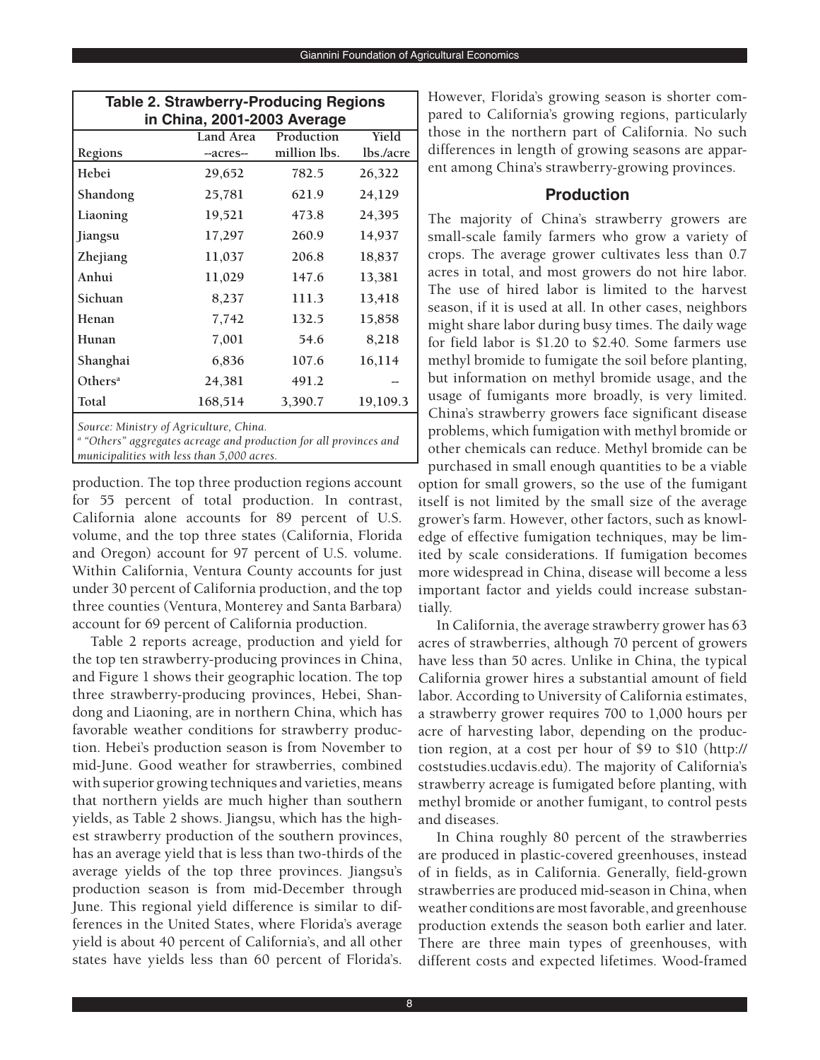**Table 2. Strawberry-Producing Regions in China, 2001-2003 Average**

| Regions | Land Area --acres-- | Production million lbs. | Yield lbs./acre |
|---|---|---|---|
| Hebei | 29,652 | 782.5 | 26,322 |
| Shandong | 25,781 | 621.9 | 24,129 |
| Liaoning | 19,521 | 473.8 | 24,395 |
| Jiangsu | 17,297 | 260.9 | 14,937 |
| Zhejiang | 11,037 | 206.8 | 18,837 |
| Anhui | 11,029 | 147.6 | 13,381 |
| Sichuan | 8,237 | 111.3 | 13,418 |
| Henan | 7,742 | 132.5 | 15,858 |
| Hunan | 7,001 | 54.6 | 8,218 |
| Shanghai | 6,836 | 107.6 | 16,114 |
| Others[a] | 24,381 | 491.2 | -- |
| Total | 168,514 | 3,390.7 | 19,109.3 |

*Source: Ministry of Agriculture, China.*

[a] *"Others" aggregates acreage and production for all provinces and municipalities with less than 5,000 acres.*

production. The top three production regions account for 55 percent of total production. In contrast, California alone accounts for 89 percent of U.S. volume, and the top three states (California, Florida and Oregon) account for 97 percent of U.S. volume. Within California, Ventura County accounts for just under 30 percent of California production, and the top three counties (Ventura, Monterey and Santa Barbara) account for 69 percent of California production.

Table 2 reports acreage, production and yield for the top ten strawberry-producing provinces in China, and Figure 1 shows their geographic location. The top three strawberry-producing provinces, Hebei, Shandong and Liaoning, are in northern China, which has favorable weather conditions for strawberry production. Hebei's production season is from November to mid-June. Good weather for strawberries, combined with superior growing techniques and varieties, means that northern yields are much higher than southern yields, as Table 2 shows. Jiangsu, which has the highest strawberry production of the southern provinces, has an average yield that is less than two-thirds of the average yields of the top three provinces. Jiangsu's production season is from mid-December through June. This regional yield difference is similar to differences in the United States, where Florida's average yield is about 40 percent of California's, and all other states have yields less than 60 percent of Florida's. However, Florida's growing season is shorter compared to California's growing regions, particularly those in the northern part of California. No such differences in length of growing seasons are apparent among China's strawberry-growing provinces.

## Production

The majority of China's strawberry growers are small-scale family farmers who grow a variety of crops. The average grower cultivates less than 0.7 acres in total, and most growers do not hire labor. The use of hired labor is limited to the harvest season, if it is used at all. In other cases, neighbors might share labor during busy times. The daily wage for field labor is $1.20 to $2.40. Some farmers use methyl bromide to fumigate the soil before planting, but information on methyl bromide usage, and the usage of fumigants more broadly, is very limited. China's strawberry growers face significant disease problems, which fumigation with methyl bromide or other chemicals can reduce. Methyl bromide can be purchased in small enough quantities to be a viable option for small growers, so the use of the fumigant itself is not limited by the small size of the average grower's farm. However, other factors, such as knowledge of effective fumigation techniques, may be limited by scale considerations. If fumigation becomes more widespread in China, disease will become a less important factor and yields could increase substantially.

In California, the average strawberry grower has 63 acres of strawberries, although 70 percent of growers have less than 50 acres. Unlike in China, the typical California grower hires a substantial amount of field labor. According to University of California estimates, a strawberry grower requires 700 to 1,000 hours per acre of harvesting labor, depending on the production region, at a cost per hour of $9 to $10 (http://coststudies.ucdavis.edu). The majority of California's strawberry acreage is fumigated before planting, with methyl bromide or another fumigant, to control pests and diseases.

In China roughly 80 percent of the strawberries are produced in plastic-covered greenhouses, instead of in fields, as in California. Generally, field-grown strawberries are produced mid-season in China, when weather conditions are most favorable, and greenhouse production extends the season both earlier and later. There are three main types of greenhouses, with different costs and expected lifetimes. Wood-framed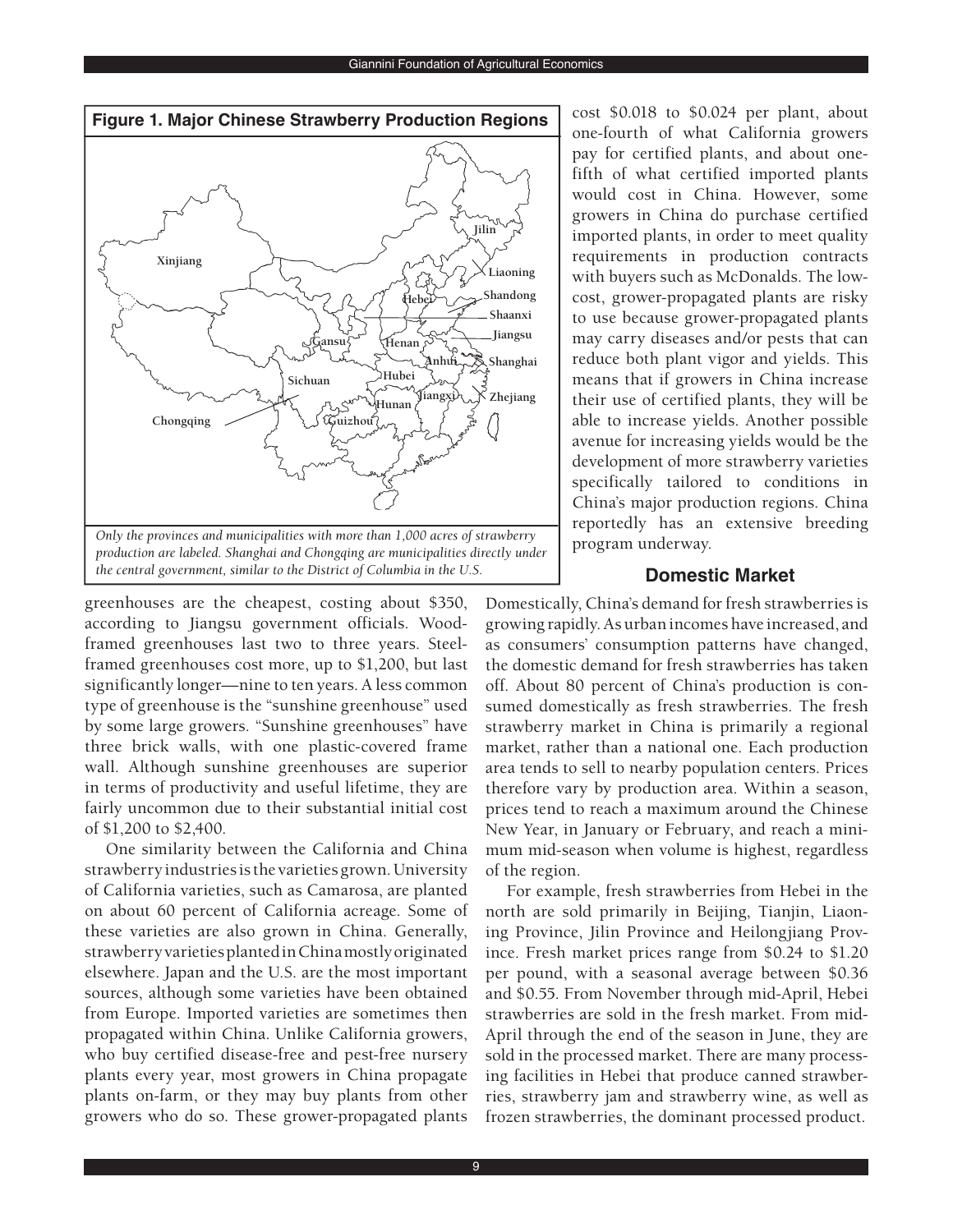**Figure 1. Major Chinese Strawberry Production Regions**

*Only the provinces and municipalities with more than 1,000 acres of strawberry production are labeled. Shanghai and Chongqing are municipalities directly under the central government, similar to the District of Columbia in the U.S.*

greenhouses are the cheapest, costing about $350, according to Jiangsu government officials. Wood-framed greenhouses last two to three years. Steel-framed greenhouses cost more, up to $1,200, but last significantly longer—nine to ten years. A less common type of greenhouse is the "sunshine greenhouse" used by some large growers. "Sunshine greenhouses" have three brick walls, with one plastic-covered frame wall. Although sunshine greenhouses are superior in terms of productivity and useful lifetime, they are fairly uncommon due to their substantial initial cost of $1,200 to $2,400.

One similarity between the California and China strawberry industries is the varieties grown. University of California varieties, such as Camarosa, are planted on about 60 percent of California acreage. Some of these varieties are also grown in China. Generally, strawberry varieties planted in China mostly originated elsewhere. Japan and the U.S. are the most important sources, although some varieties have been obtained from Europe. Imported varieties are sometimes then propagated within China. Unlike California growers, who buy certified disease-free and pest-free nursery plants every year, most growers in China propagate plants on-farm, or they may buy plants from other growers who do so. These grower-propagated plants cost $0.018 to $0.024 per plant, about one-fourth of what California growers pay for certified plants, and about one-fifth of what certified imported plants would cost in China. However, some growers in China do purchase certified imported plants, in order to meet quality requirements in production contracts with buyers such as McDonalds. The low-cost, grower-propagated plants are risky to use because grower-propagated plants may carry diseases and/or pests that can reduce both plant vigor and yields. This means that if growers in China increase their use of certified plants, they will be able to increase yields. Another possible avenue for increasing yields would be the development of more strawberry varieties specifically tailored to conditions in China's major production regions. China reportedly has an extensive breeding program underway.

## Domestic Market

Domestically, China's demand for fresh strawberries is growing rapidly. As urban incomes have increased, and as consumers' consumption patterns have changed, the domestic demand for fresh strawberries has taken off. About 80 percent of China's production is consumed domestically as fresh strawberries. The fresh strawberry market in China is primarily a regional market, rather than a national one. Each production area tends to sell to nearby population centers. Prices therefore vary by production area. Within a season, prices tend to reach a maximum around the Chinese New Year, in January or February, and reach a minimum mid-season when volume is highest, regardless of the region.

For example, fresh strawberries from Hebei in the north are sold primarily in Beijing, Tianjin, Liaoning Province, Jilin Province and Heilongjiang Province. Fresh market prices range from $0.24 to $1.20 per pound, with a seasonal average between $0.36 and $0.55. From November through mid-April, Hebei strawberries are sold in the fresh market. From mid-April through the end of the season in June, they are sold in the processed market. There are many processing facilities in Hebei that produce canned strawberries, strawberry jam and strawberry wine, as well as frozen strawberries, the dominant processed product.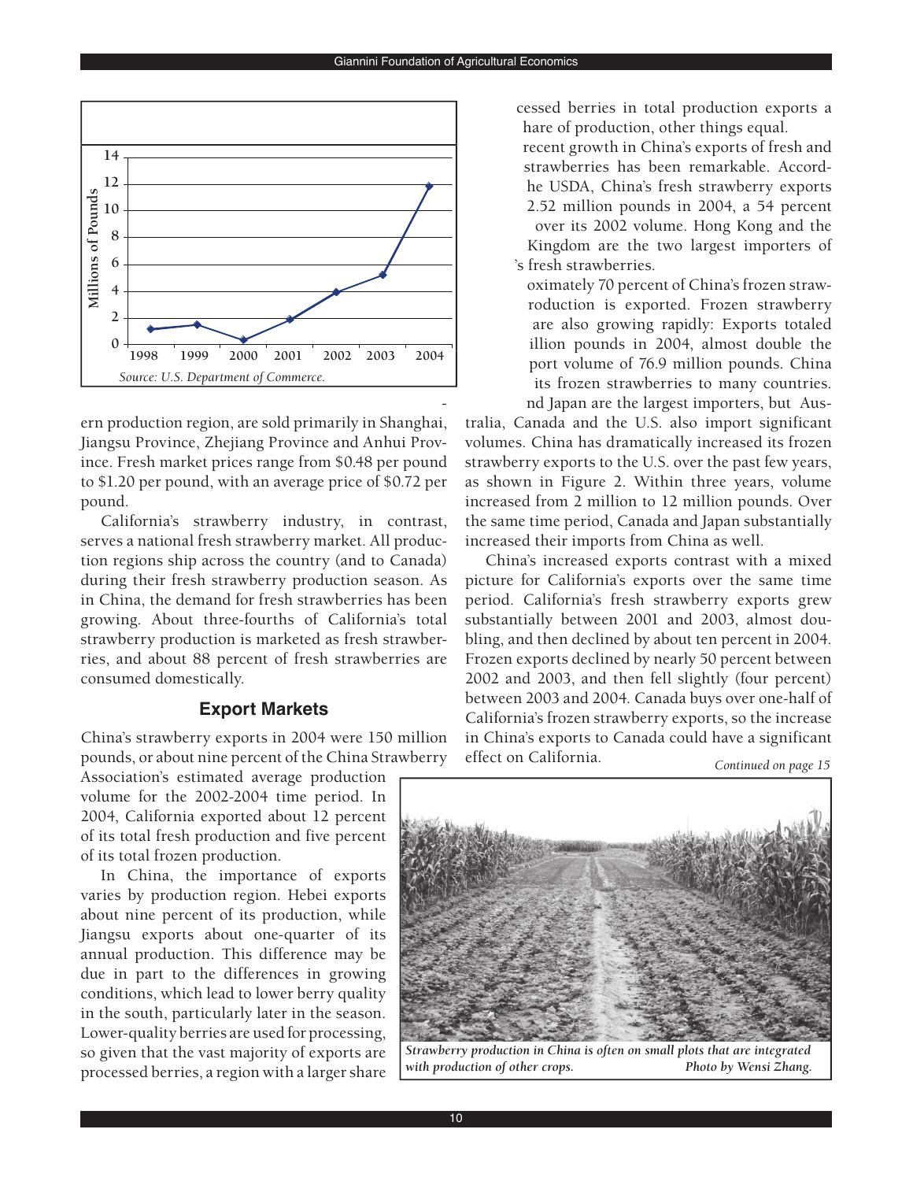ern production region, are sold primarily in Shanghai, Jiangsu Province, Zhejiang Province and Anhui Province. Fresh market prices range from $0.48 per pound to $1.20 per pound, with an average price of $0.72 per pound.

California's strawberry industry, in contrast, serves a national fresh strawberry market. All production regions ship across the country (and to Canada) during their fresh strawberry production season. As in China, the demand for fresh strawberries has been growing. About three-fourths of California's total strawberry production is marketed as fresh strawberries, and about 88 percent of fresh strawberries are consumed domestically.

## Export Markets

China's strawberry exports in 2004 were 150 million pounds, or about nine percent of the China Strawberry Association's estimated average production volume for the 2002-2004 time period. In 2004, California exported about 12 percent of its total fresh production and five percent of its total frozen production.

In China, the importance of exports varies by production region. Hebei exports about nine percent of its production, while Jiangsu exports about one-quarter of its annual production. This difference may be due in part to the differences in growing conditions, which lead to lower berry quality in the south, particularly later in the season. Lower-quality berries are used for processing, so given that the vast majority of exports are processed berries, a region with a larger share

cessed berries in total production exports a hare of production, other things equal.

recent growth in China's exports of fresh and strawberries has been remarkable. Accordhe USDA, China's fresh strawberry exports 2.52 million pounds in 2004, a 54 percent over its 2002 volume. Hong Kong and the Kingdom are the two largest importers of 's fresh strawberries.

oximately 70 percent of China's frozen strawroduction is exported. Frozen strawberry are also growing rapidly: Exports totaled illion pounds in 2004, almost double the port volume of 76.9 million pounds. China its frozen strawberries to many countries. nd Japan are the largest importers, but Australia, Canada and the U.S. also import significant volumes. China has dramatically increased its frozen strawberry exports to the U.S. over the past few years, as shown in Figure 2. Within three years, volume increased from 2 million to 12 million pounds. Over the same time period, Canada and Japan substantially increased their imports from China as well.

China's increased exports contrast with a mixed picture for California's exports over the same time period. California's fresh strawberry exports grew substantially between 2001 and 2003, almost doubling, and then declined by about ten percent in 2004. Frozen exports declined by nearly 50 percent between 2002 and 2003, and then fell slightly (four percent) between 2003 and 2004. Canada buys over one-half of California's frozen strawberry exports, so the increase in China's exports to Canada could have a significant effect on California.

*Continued on page 15*

*Strawberry production in China is often on small plots that are integrated with production of other crops.* *Photo by Wensi Zhang.*

*Source: U.S. Department of Commerce.*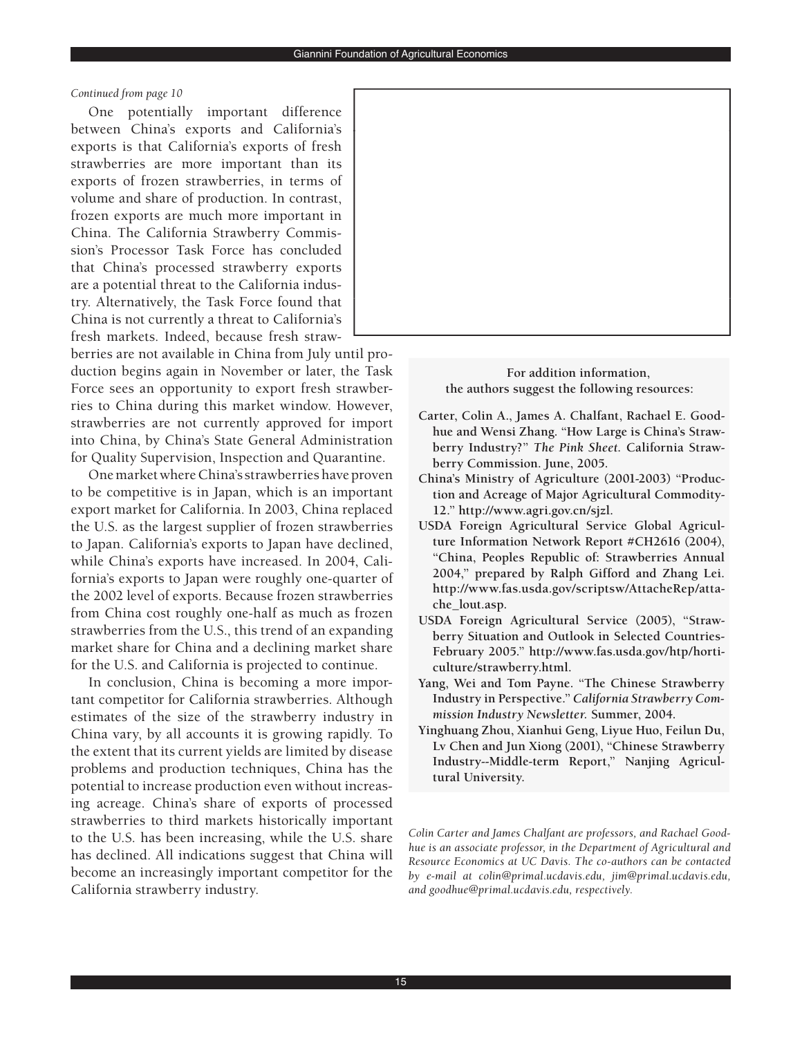*Continued from page 10*

One potentially important difference between China's exports and California's exports is that California's exports of fresh strawberries are more important than its exports of frozen strawberries, in terms of volume and share of production. In contrast, frozen exports are much more important in China. The California Strawberry Commission's Processor Task Force has concluded that China's processed strawberry exports are a potential threat to the California industry. Alternatively, the Task Force found that China is not currently a threat to California's fresh markets. Indeed, because fresh strawberries are not available in China from July until production begins again in November or later, the Task Force sees an opportunity to export fresh strawberries to China during this market window. However, strawberries are not currently approved for import into China, by China's State General Administration for Quality Supervision, Inspection and Quarantine.

One market where China's strawberries have proven to be competitive is in Japan, which is an important export market for California. In 2003, China replaced the U.S. as the largest supplier of frozen strawberries to Japan. California's exports to Japan have declined, while China's exports have increased. In 2004, California's exports to Japan were roughly one-quarter of the 2002 level of exports. Because frozen strawberries from China cost roughly one-half as much as frozen strawberries from the U.S., this trend of an expanding market share for China and a declining market share for the U.S. and California is projected to continue.

In conclusion, China is becoming a more important competitor for California strawberries. Although estimates of the size of the strawberry industry in China vary, by all accounts it is growing rapidly. To the extent that its current yields are limited by disease problems and production techniques, China has the potential to increase production even without increasing acreage. China's share of exports of processed strawberries to third markets historically important to the U.S. has been increasing, while the U.S. share has declined. All indications suggest that China will become an increasingly important competitor for the California strawberry industry.

**For addition information, the authors suggest the following resources:**

**Carter, Colin A., James A. Chalfant, Rachael E. Goodhue and Wensi Zhang. "How Large is China's Strawberry Industry?" *The Pink Sheet.* California Strawberry Commission. June, 2005.**

**China's Ministry of Agriculture (2001-2003) "Production and Acreage of Major Agricultural Commodity-12." http://www.agri.gov.cn/sjzl.**

**USDA Foreign Agricultural Service Global Agriculture Information Network Report #CH2616 (2004), "China, Peoples Republic of: Strawberries Annual 2004," prepared by Ralph Gifford and Zhang Lei. http://www.fas.usda.gov/scriptsw/AttacheRep/attache_lout.asp.**

**USDA Foreign Agricultural Service (2005), "Strawberry Situation and Outlook in Selected Countries-February 2005." http://www.fas.usda.gov/htp/horticulture/strawberry.html.**

**Yang, Wei and Tom Payne. "The Chinese Strawberry Industry in Perspective." *California Strawberry Commission Industry Newsletter.* Summer, 2004.**

**Yinghuang Zhou, Xianhui Geng, Liyue Huo, Feilun Du, Lv Chen and Jun Xiong (2001), "Chinese Strawberry Industry--Middle-term Report," Nanjing Agricultural University.**

*Colin Carter and James Chalfant are professors, and Rachael Goodhue is an associate professor, in the Department of Agricultural and Resource Economics at UC Davis. The co-authors can be contacted by e-mail at colin@primal.ucdavis.edu, jim@primal.ucdavis.edu, and goodhue@primal.ucdavis.edu, respectively.*